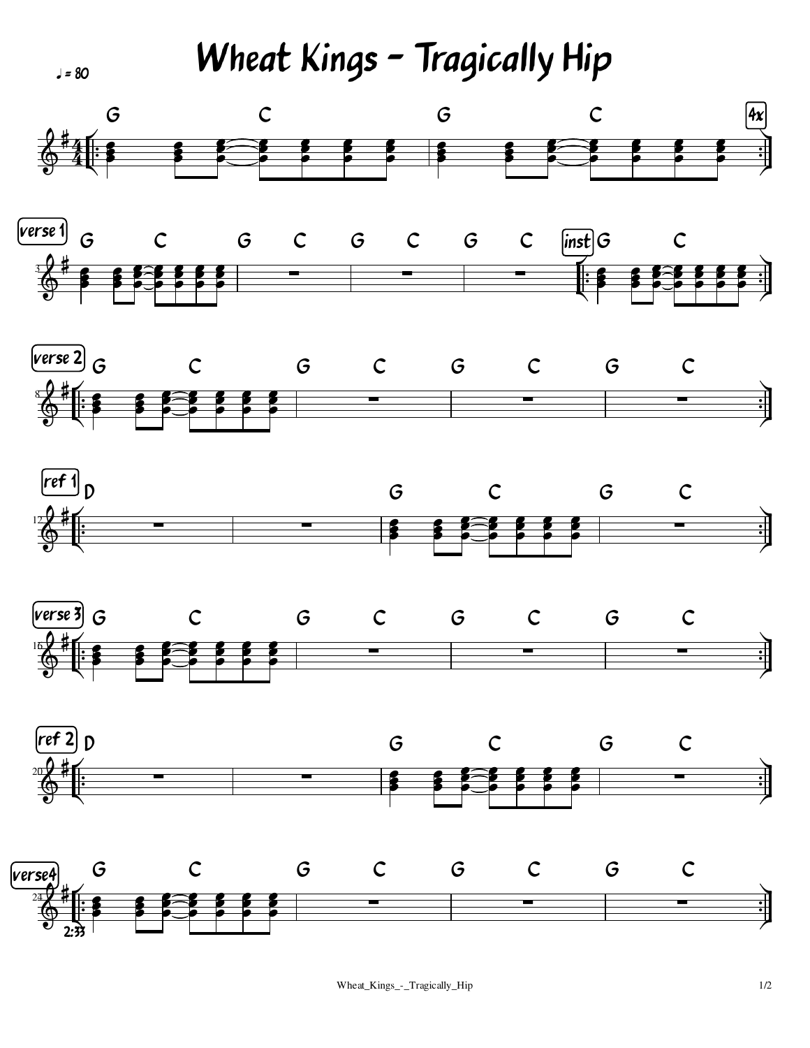# Wheat Kings - Tragically Hip

♩ = 80

G C G C 4x

verse 1 G C G C G C G C inst G C

verse 2 G C G C G C G C

ref 1 D G C G C

verse 3 G C G C G C G C

ref 2 D G C G C

verse4 G C G C G C G C

2:33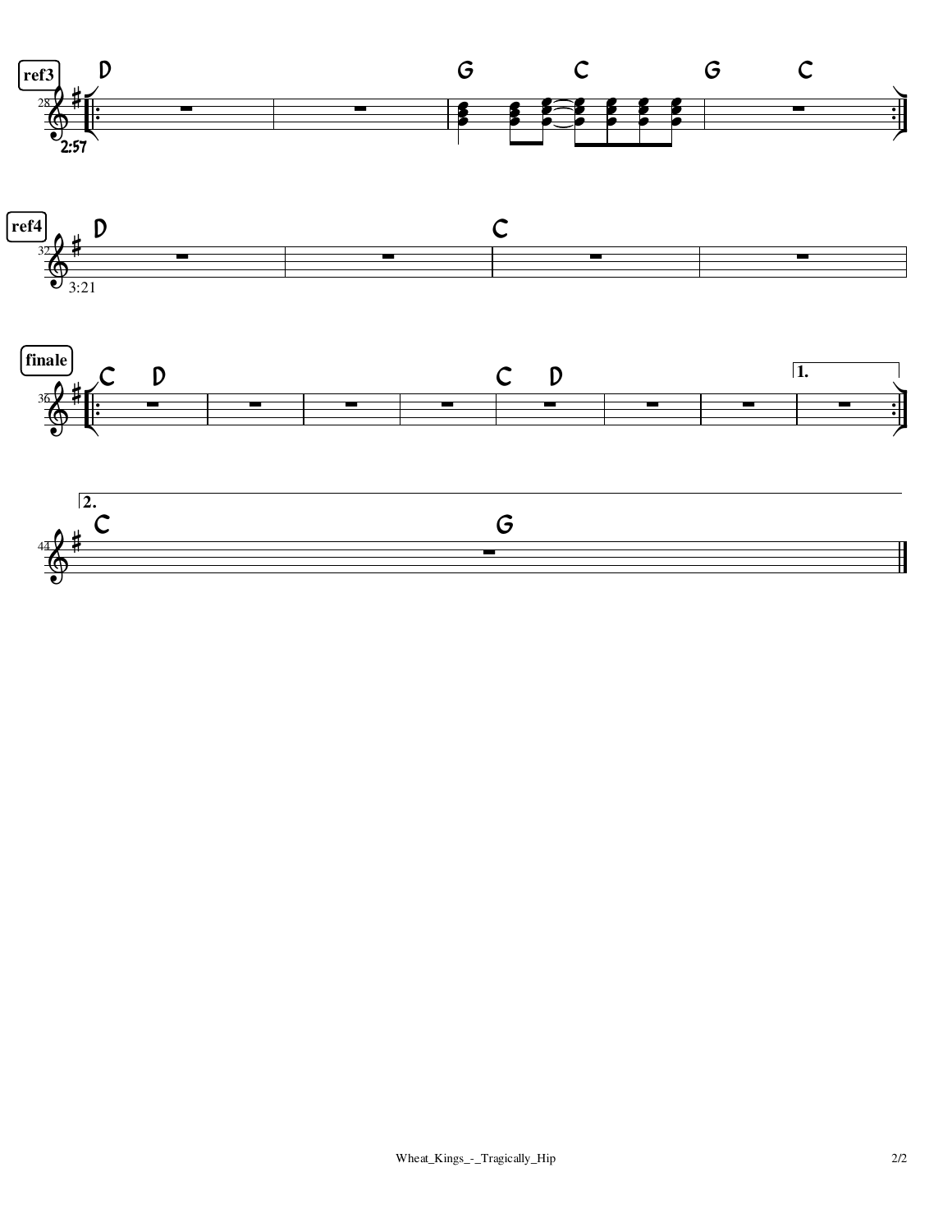ref3

28

2:57

D G C G C

ref4

32

3:21

D C

finale

36

C D C D

1.

2.

44

C G